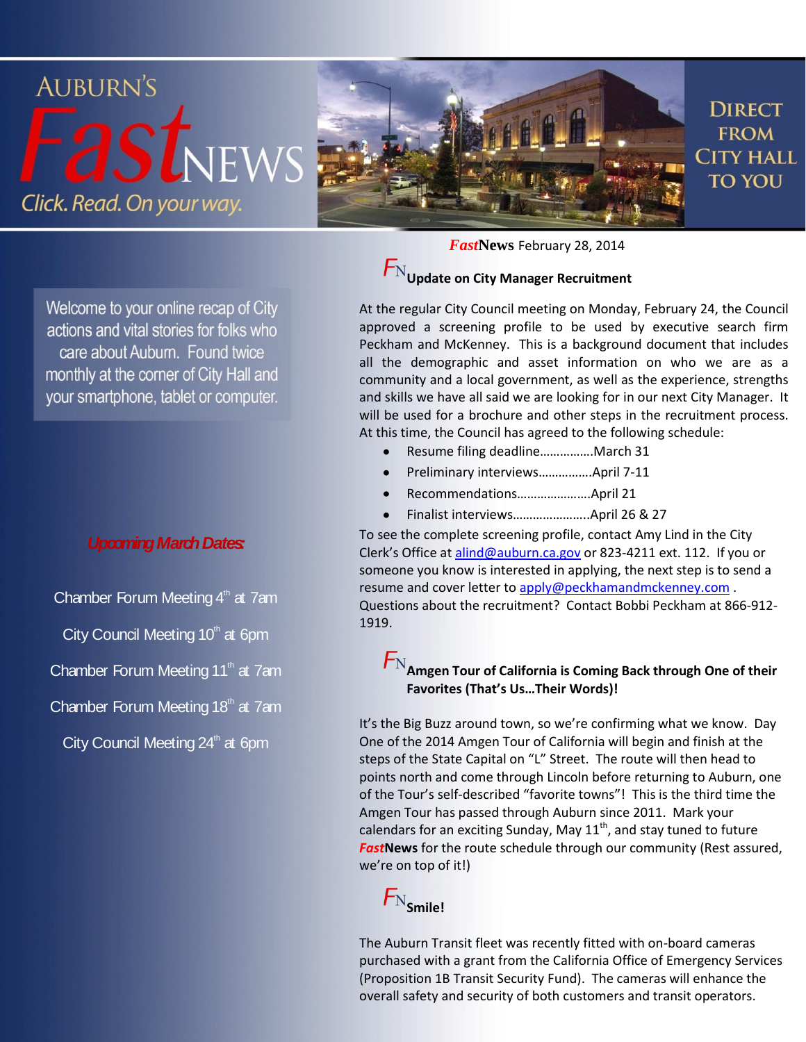# AUBURN'S *Fast*NEWS

*Click. Read. On your way.*

DIRECT FROM CITY HALL TO YOU

Welcome to your online recap of City actions and vital stories for folks who care about Auburn. Found twice monthly at the corner of City Hall and your smartphone, tablet or computer.

***Upcoming March Dates***

Chamber Forum Meeting 4th at 7am

City Council Meeting 10th at 6pm

Chamber Forum Meeting 11th at 7am

Chamber Forum Meeting 18th at 7am

City Council Meeting 24th at 6pm

***Fast*News** February 28, 2014

## Update on City Manager Recruitment

At the regular City Council meeting on Monday, February 24, the Council approved a screening profile to be used by executive search firm Peckham and McKenney. This is a background document that includes all the demographic and asset information on who we are as a community and a local government, as well as the experience, strengths and skills we have all said we are looking for in our next City Manager. It will be used for a brochure and other steps in the recruitment process. At this time, the Council has agreed to the following schedule:

- Resume filing deadline…………….March 31
- Preliminary interviews…………….April 7-11
- Recommendations………………….April 21
- Finalist interviews………………….April 26 & 27

To see the complete screening profile, contact Amy Lind in the City Clerk's Office at alind@auburn.ca.gov or 823-4211 ext. 112. If you or someone you know is interested in applying, the next step is to send a resume and cover letter to apply@peckhamandmckenney.com . Questions about the recruitment? Contact Bobbi Peckham at 866-912-1919.

## Amgen Tour of California is Coming Back through One of their Favorites (That's Us…Their Words)!

It's the Big Buzz around town, so we're confirming what we know. Day One of the 2014 Amgen Tour of California will begin and finish at the steps of the State Capitol on "L" Street. The route will then head to points north and come through Lincoln before returning to Auburn, one of the Tour's self-described "favorite towns"! This is the third time the Amgen Tour has passed through Auburn since 2011. Mark your calendars for an exciting Sunday, May 11th, and stay tuned to future ***Fast*News** for the route schedule through our community (Rest assured, we're on top of it!)

## Smile!

The Auburn Transit fleet was recently fitted with on-board cameras purchased with a grant from the California Office of Emergency Services (Proposition 1B Transit Security Fund). The cameras will enhance the overall safety and security of both customers and transit operators.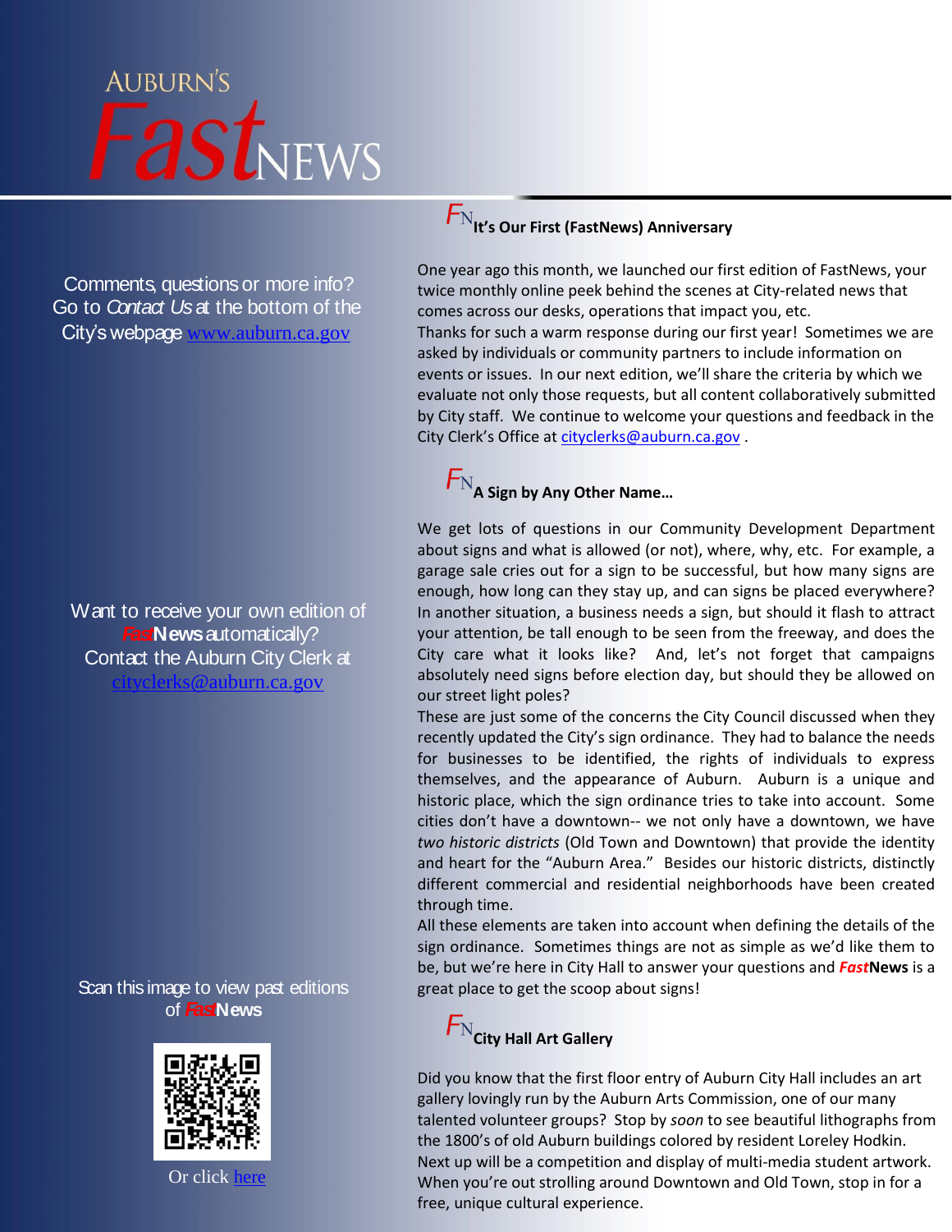# AUBURN'S *Fast*NEWS

Comments, questions or more info? Go to *Contact Us* at the bottom of the City's webpage www.auburn.ca.gov

Want to receive your own edition of ***Fast*News** automatically? Contact the Auburn City Clerk at cityclerks@auburn.ca.gov

Scan this image to view past editions of ***Fast*News**

Or click here

## FN It's Our First (FastNews) Anniversary

One year ago this month, we launched our first edition of FastNews, your twice monthly online peek behind the scenes at City-related news that comes across our desks, operations that impact you, etc.

Thanks for such a warm response during our first year! Sometimes we are asked by individuals or community partners to include information on events or issues. In our next edition, we'll share the criteria by which we evaluate not only those requests, but all content collaboratively submitted by City staff. We continue to welcome your questions and feedback in the City Clerk's Office at cityclerks@auburn.ca.gov .

## FN A Sign by Any Other Name…

We get lots of questions in our Community Development Department about signs and what is allowed (or not), where, why, etc. For example, a garage sale cries out for a sign to be successful, but how many signs are enough, how long can they stay up, and can signs be placed everywhere? In another situation, a business needs a sign, but should it flash to attract your attention, be tall enough to be seen from the freeway, and does the City care what it looks like? And, let's not forget that campaigns absolutely need signs before election day, but should they be allowed on our street light poles?

These are just some of the concerns the City Council discussed when they recently updated the City's sign ordinance. They had to balance the needs for businesses to be identified, the rights of individuals to express themselves, and the appearance of Auburn. Auburn is a unique and historic place, which the sign ordinance tries to take into account. Some cities don't have a downtown-- we not only have a downtown, we have *two historic districts* (Old Town and Downtown) that provide the identity and heart for the "Auburn Area." Besides our historic districts, distinctly different commercial and residential neighborhoods have been created through time.

All these elements are taken into account when defining the details of the sign ordinance. Sometimes things are not as simple as we'd like them to be, but we're here in City Hall to answer your questions and ***Fast*News** is a great place to get the scoop about signs!

## FN City Hall Art Gallery

Did you know that the first floor entry of Auburn City Hall includes an art gallery lovingly run by the Auburn Arts Commission, one of our many talented volunteer groups? Stop by *soon* to see beautiful lithographs from the 1800's of old Auburn buildings colored by resident Loreley Hodkin. Next up will be a competition and display of multi-media student artwork. When you're out strolling around Downtown and Old Town, stop in for a free, unique cultural experience.